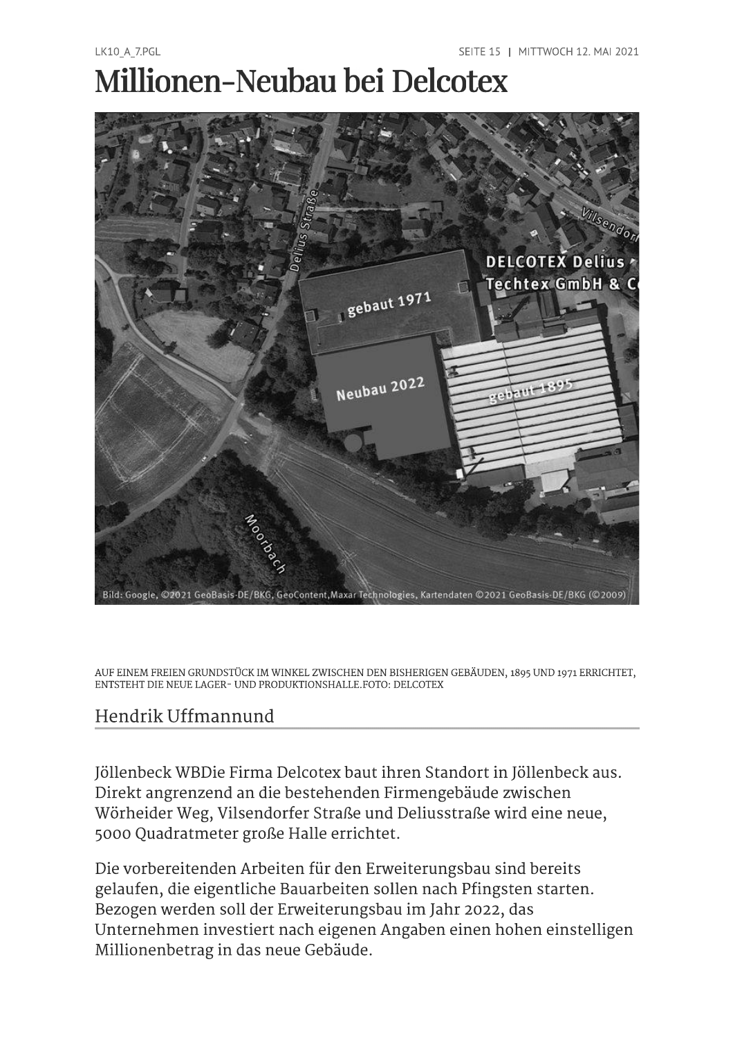# Millionen-Neubau bei Delcotex

AUF EINEM FREIEN GRUNDSTÜCK IM WINKEL ZWISCHEN DEN BISHERIGEN GEBÄUDEN, 1895 UND 1971 ERRICHTET, ENTSTEHT DIE NEUE LAGER- UND PRODUKTIONSHALLE.FOTO: DELCOTEX

## Hendrik Uffmannund

Jöllenbeck WBDie Firma Delcotex baut ihren Standort in Jöllenbeck aus. Direkt angrenzend an die bestehenden Firmengebäude zwischen Wörheider Weg, Vilsendorfer Straße und Deliusstraße wird eine neue, 5000 Quadratmeter große Halle errichtet.

Die vorbereitenden Arbeiten für den Erweiterungsbau sind bereits gelaufen, die eigentliche Bauarbeiten sollen nach Pfingsten starten. Bezogen werden soll der Erweiterungsbau im Jahr 2022, das Unternehmen investiert nach eigenen Angaben einen hohen einstelligen Millionenbetrag in das neue Gebäude.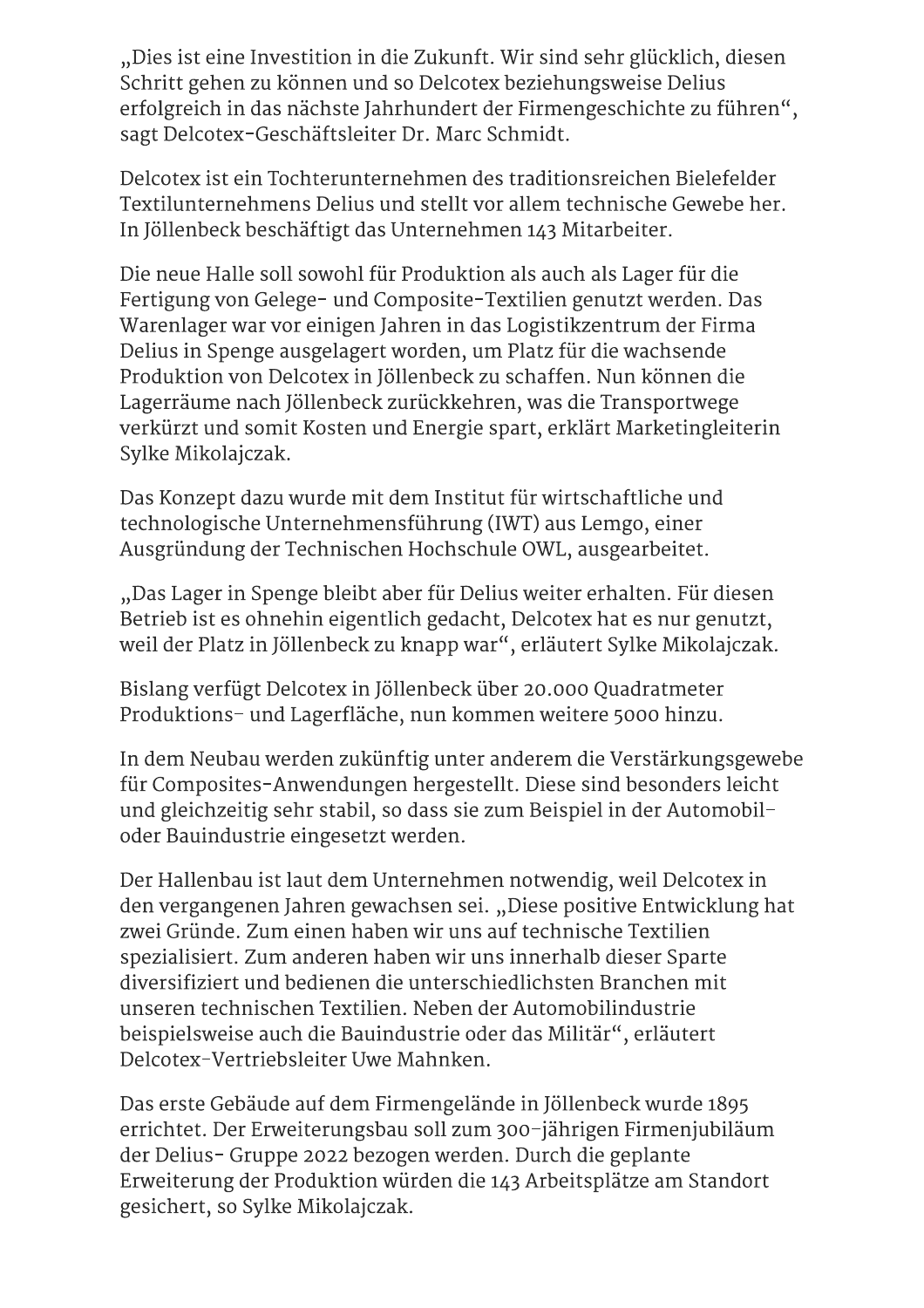„Dies ist eine Investition in die Zukunft. Wir sind sehr glücklich, diesen Schritt gehen zu können und so Delcotex beziehungsweise Delius erfolgreich in das nächste Jahrhundert der Firmengeschichte zu führen“, sagt Delcotex-Geschäftsleiter Dr. Marc Schmidt.

Delcotex ist ein Tochterunternehmen des traditionsreichen Bielefelder Textilunternehmens Delius und stellt vor allem technische Gewebe her. In Jöllenbeck beschäftigt das Unternehmen 143 Mitarbeiter.

Die neue Halle soll sowohl für Produktion als auch als Lager für die Fertigung von Gelege- und Composite-Textilien genutzt werden. Das Warenlager war vor einigen Jahren in das Logistikzentrum der Firma Delius in Spenge ausgelagert worden, um Platz für die wachsende Produktion von Delcotex in Jöllenbeck zu schaffen. Nun können die Lagerräume nach Jöllenbeck zurückkehren, was die Transportwege verkürzt und somit Kosten und Energie spart, erklärt Marketingleiterin Sylke Mikolajczak.

Das Konzept dazu wurde mit dem Institut für wirtschaftliche und technologische Unternehmensführung (IWT) aus Lemgo, einer Ausgründung der Technischen Hochschule OWL, ausgearbeitet.

„Das Lager in Spenge bleibt aber für Delius weiter erhalten. Für diesen Betrieb ist es ohnehin eigentlich gedacht, Delcotex hat es nur genutzt, weil der Platz in Jöllenbeck zu knapp war“, erläutert Sylke Mikolajczak.

Bislang verfügt Delcotex in Jöllenbeck über 20.000 Quadratmeter Produktions- und Lagerfläche, nun kommen weitere 5000 hinzu.

In dem Neubau werden zukünftig unter anderem die Verstärkungsgewebe für Composites-Anwendungen hergestellt. Diese sind besonders leicht und gleichzeitig sehr stabil, so dass sie zum Beispiel in der Automobil- oder Bauindustrie eingesetzt werden.

Der Hallenbau ist laut dem Unternehmen notwendig, weil Delcotex in den vergangenen Jahren gewachsen sei. „Diese positive Entwicklung hat zwei Gründe. Zum einen haben wir uns auf technische Textilien spezialisiert. Zum anderen haben wir uns innerhalb dieser Sparte diversifiziert und bedienen die unterschiedlichsten Branchen mit unseren technischen Textilien. Neben der Automobilindustrie beispielsweise auch die Bauindustrie oder das Militär“, erläutert Delcotex-Vertriebsleiter Uwe Mahnken.

Das erste Gebäude auf dem Firmengelände in Jöllenbeck wurde 1895 errichtet. Der Erweiterungsbau soll zum 300-jährigen Firmenjubiläum der Delius- Gruppe 2022 bezogen werden. Durch die geplante Erweiterung der Produktion würden die 143 Arbeitsplätze am Standort gesichert, so Sylke Mikolajczak.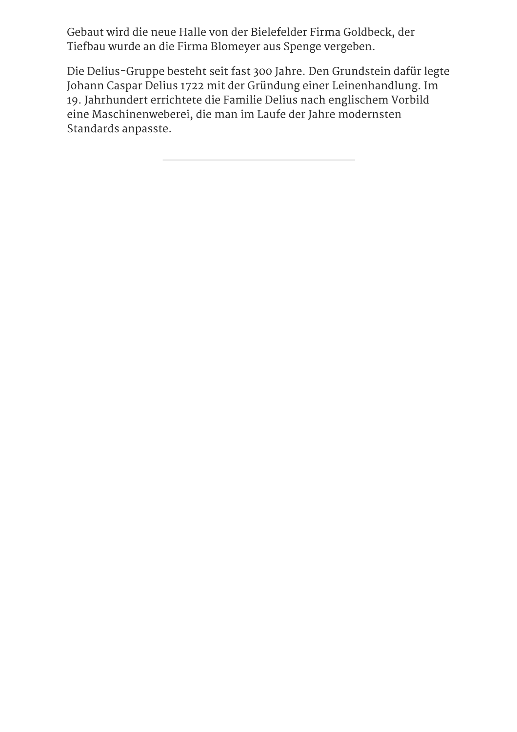Gebaut wird die neue Halle von der Bielefelder Firma Goldbeck, der Tiefbau wurde an die Firma Blomeyer aus Spenge vergeben.

Die Delius-Gruppe besteht seit fast 300 Jahre. Den Grundstein dafür legte Johann Caspar Delius 1722 mit der Gründung einer Leinenhandlung. Im 19. Jahrhundert errichtete die Familie Delius nach englischem Vorbild eine Maschinenweberei, die man im Laufe der Jahre modernsten Standards anpasste.

---